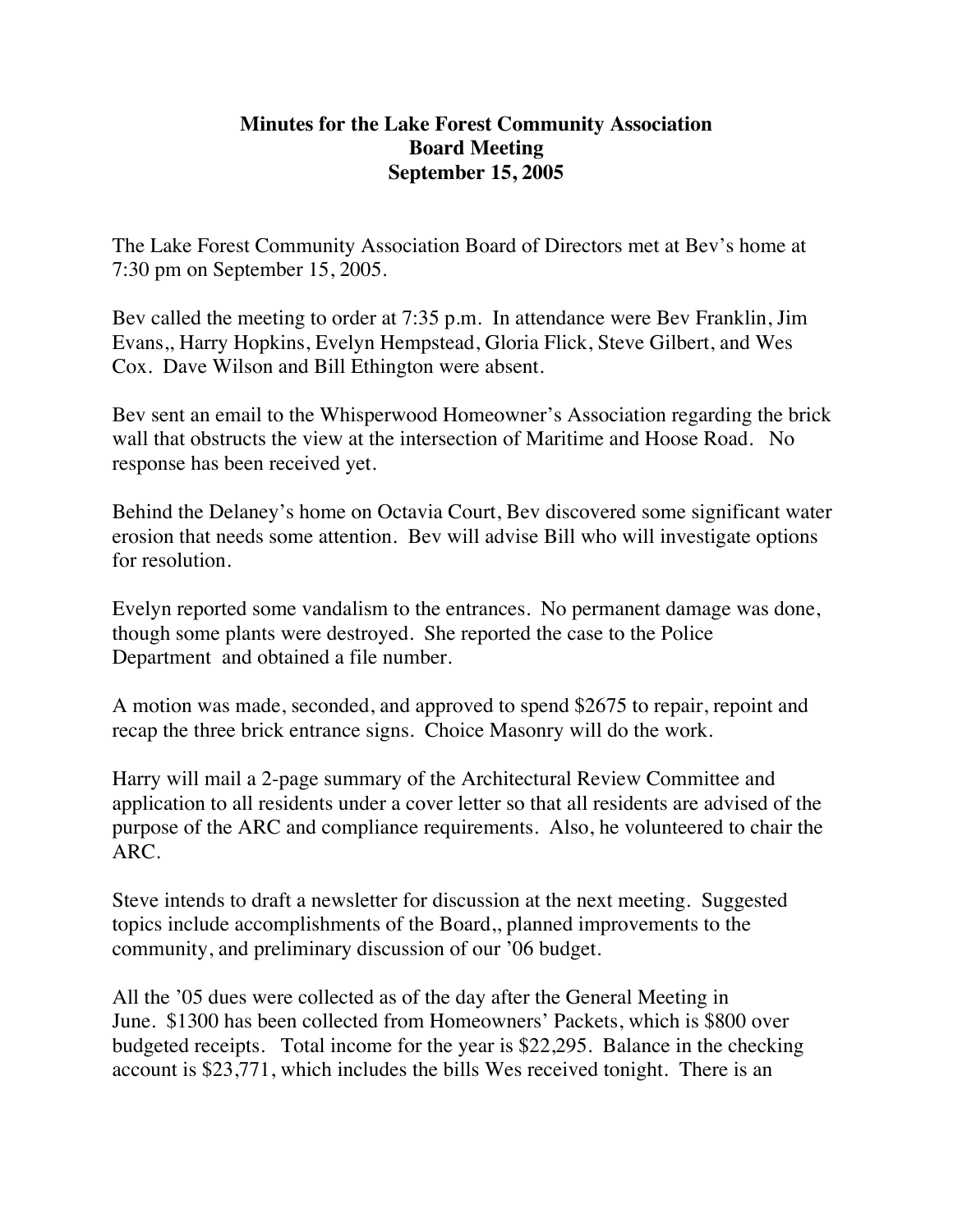**Minutes for the Lake Forest Community Association**
**Board Meeting**
**September 15, 2005**

The Lake Forest Community Association Board of Directors met at Bev's home at 7:30 pm on September 15, 2005.

Bev called the meeting to order at 7:35 p.m. In attendance were Bev Franklin, Jim Evans,, Harry Hopkins, Evelyn Hempstead, Gloria Flick, Steve Gilbert, and Wes Cox. Dave Wilson and Bill Ethington were absent.

Bev sent an email to the Whisperwood Homeowner's Association regarding the brick wall that obstructs the view at the intersection of Maritime and Hoose Road. No response has been received yet.

Behind the Delaney's home on Octavia Court, Bev discovered some significant water erosion that needs some attention. Bev will advise Bill who will investigate options for resolution.

Evelyn reported some vandalism to the entrances. No permanent damage was done, though some plants were destroyed. She reported the case to the Police Department and obtained a file number.

A motion was made, seconded, and approved to spend $2675 to repair, repoint and recap the three brick entrance signs. Choice Masonry will do the work.

Harry will mail a 2-page summary of the Architectural Review Committee and application to all residents under a cover letter so that all residents are advised of the purpose of the ARC and compliance requirements. Also, he volunteered to chair the ARC.

Steve intends to draft a newsletter for discussion at the next meeting. Suggested topics include accomplishments of the Board,, planned improvements to the community, and preliminary discussion of our '06 budget.

All the '05 dues were collected as of the day after the General Meeting in June. $1300 has been collected from Homeowners' Packets, which is $800 over budgeted receipts. Total income for the year is $22,295. Balance in the checking account is $23,771, which includes the bills Wes received tonight. There is an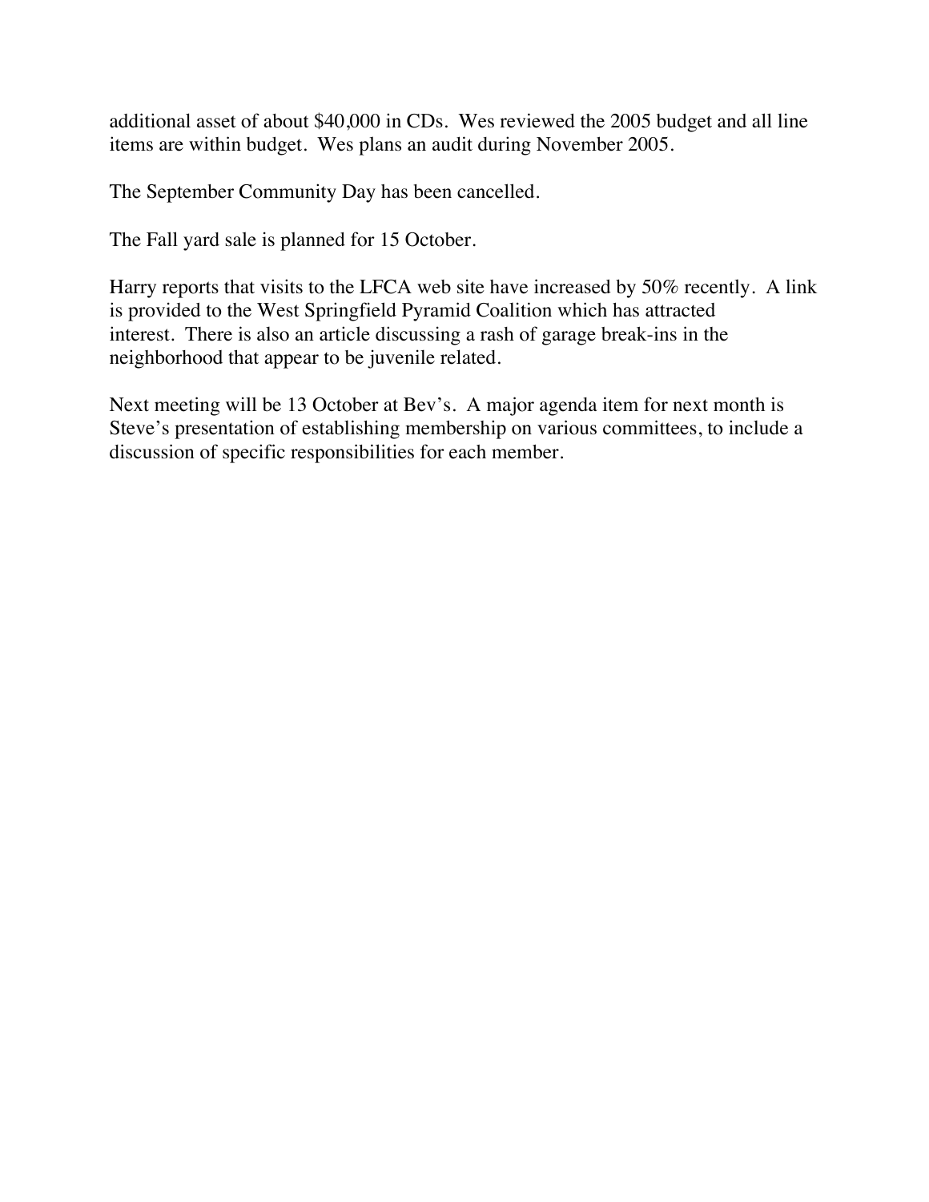additional asset of about $40,000 in CDs. Wes reviewed the 2005 budget and all line items are within budget. Wes plans an audit during November 2005.

The September Community Day has been cancelled.

The Fall yard sale is planned for 15 October.

Harry reports that visits to the LFCA web site have increased by 50% recently. A link is provided to the West Springfield Pyramid Coalition which has attracted interest. There is also an article discussing a rash of garage break-ins in the neighborhood that appear to be juvenile related.

Next meeting will be 13 October at Bev's. A major agenda item for next month is Steve's presentation of establishing membership on various committees, to include a discussion of specific responsibilities for each member.